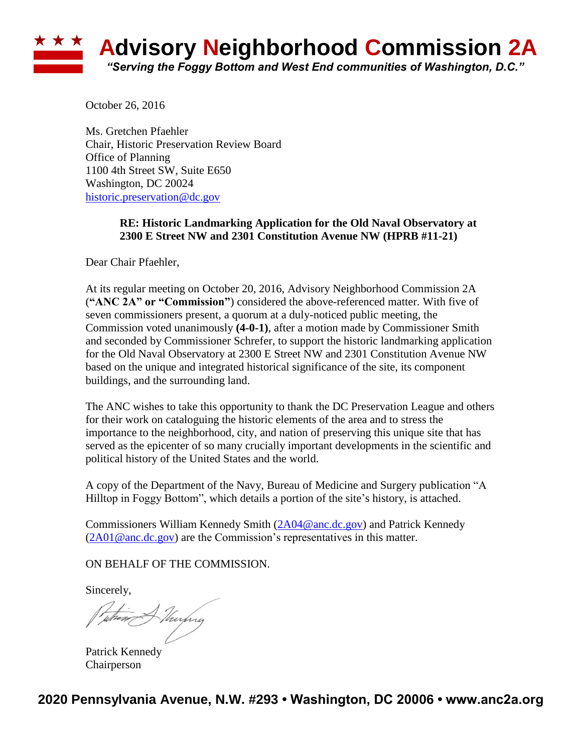# Advisory Neighborhood Commission 2A

*"Serving the Foggy Bottom and West End communities of Washington, D.C."*

October 26, 2016

Ms. Gretchen Pfaehler
Chair, Historic Preservation Review Board
Office of Planning
1100 4th Street SW, Suite E650
Washington, DC 20024
historic.preservation@dc.gov

**RE: Historic Landmarking Application for the Old Naval Observatory at 2300 E Street NW and 2301 Constitution Avenue NW (HPRB #11-21)**

Dear Chair Pfaehler,

At its regular meeting on October 20, 2016, Advisory Neighborhood Commission 2A (**"ANC 2A" or "Commission"**) considered the above-referenced matter. With five of seven commissioners present, a quorum at a duly-noticed public meeting, the Commission voted unanimously **(4-0-1)**, after a motion made by Commissioner Smith and seconded by Commissioner Schrefer, to support the historic landmarking application for the Old Naval Observatory at 2300 E Street NW and 2301 Constitution Avenue NW based on the unique and integrated historical significance of the site, its component buildings, and the surrounding land.

The ANC wishes to take this opportunity to thank the DC Preservation League and others for their work on cataloguing the historic elements of the area and to stress the importance to the neighborhood, city, and nation of preserving this unique site that has served as the epicenter of so many crucially important developments in the scientific and political history of the United States and the world.

A copy of the Department of the Navy, Bureau of Medicine and Surgery publication "A Hilltop in Foggy Bottom", which details a portion of the site's history, is attached.

Commissioners William Kennedy Smith (2A04@anc.dc.gov) and Patrick Kennedy (2A01@anc.dc.gov) are the Commission's representatives in this matter.

ON BEHALF OF THE COMMISSION.

Sincerely,

Patrick Kennedy
Chairperson

**2020 Pennsylvania Avenue, N.W. #293 • Washington, DC 20006 • www.anc2a.org**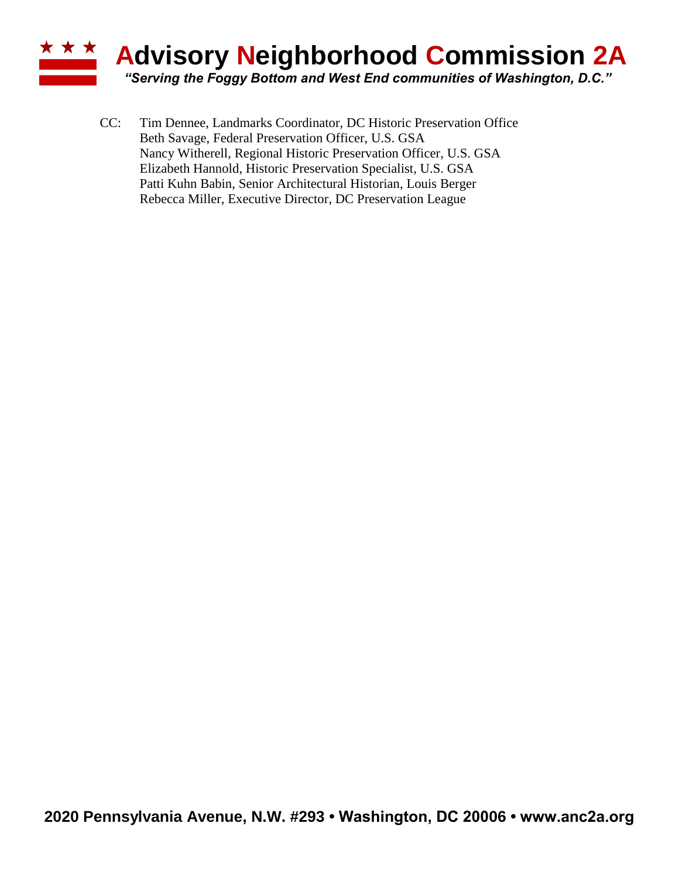CC: Tim Dennee, Landmarks Coordinator, DC Historic Preservation Office
Beth Savage, Federal Preservation Officer, U.S. GSA
Nancy Witherell, Regional Historic Preservation Officer, U.S. GSA
Elizabeth Hannold, Historic Preservation Specialist, U.S. GSA
Patti Kuhn Babin, Senior Architectural Historian, Louis Berger
Rebecca Miller, Executive Director, DC Preservation League